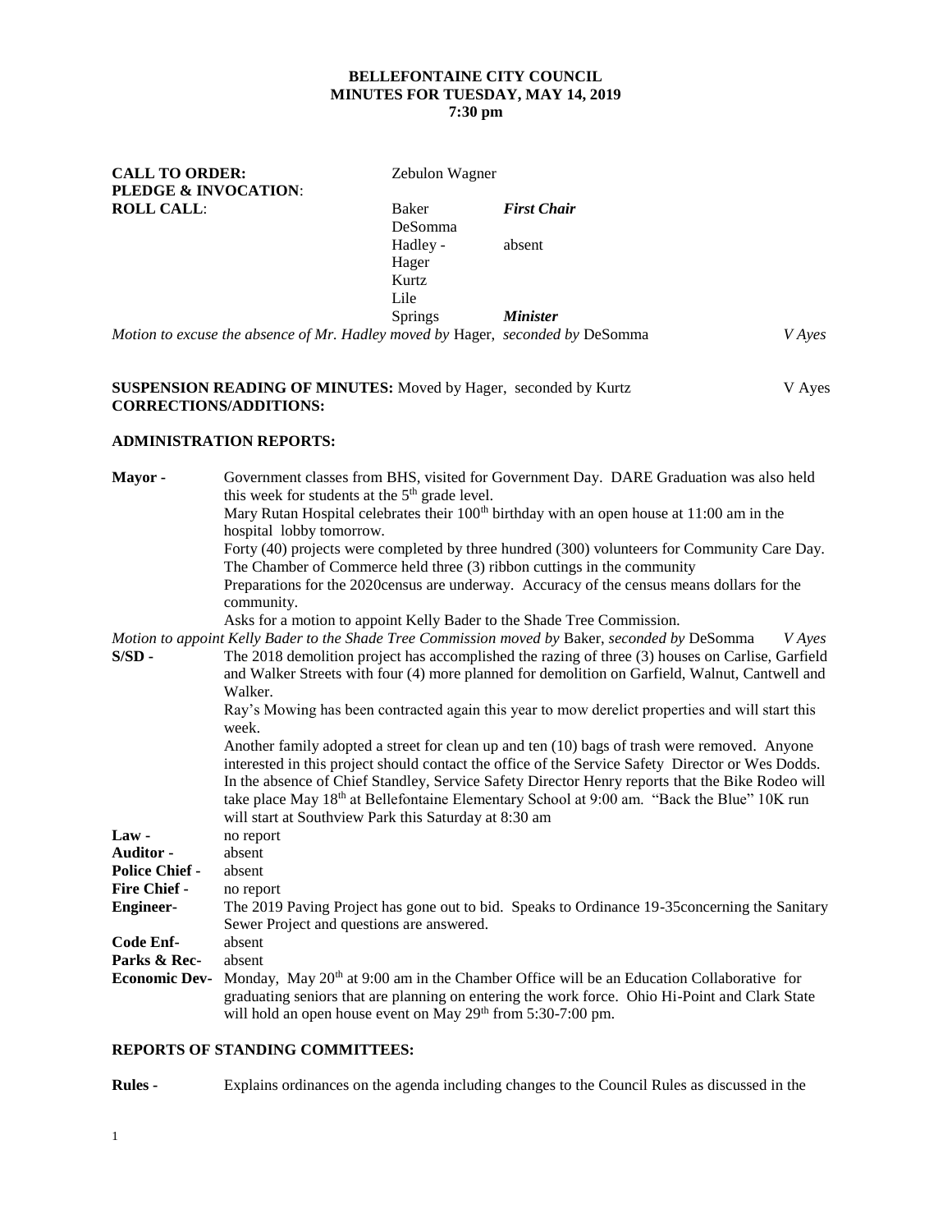**BELLEFONTAINE CITY COUNCIL**
**MINUTES FOR TUESDAY, MAY 14, 2019**
**7:30 pm**

| | | |
|---|---|---|
| **CALL TO ORDER:** | Zebulon Wagner | |
| **PLEDGE & INVOCATION**: | | |
| **ROLL CALL**: | Baker | ***First Chair*** |
| | DeSomma | |
| | Hadley - | absent |
| | Hager | |
| | Kurtz | |
| | Lile | |
| | Springs | ***Minister*** |

*Motion to excuse the absence of Mr. Hadley moved by* Hager, *seconded by* DeSomma *V Ayes*

**SUSPENSION READING OF MINUTES:** Moved by Hager, seconded by Kurtz V Ayes
**CORRECTIONS/ADDITIONS:**

**ADMINISTRATION REPORTS:**

**Mayor -** Government classes from BHS, visited for Government Day. DARE Graduation was also held this week for students at the 5th grade level.
Mary Rutan Hospital celebrates their 100th birthday with an open house at 11:00 am in the hospital lobby tomorrow.
Forty (40) projects were completed by three hundred (300) volunteers for Community Care Day.
The Chamber of Commerce held three (3) ribbon cuttings in the community
Preparations for the 2020census are underway. Accuracy of the census means dollars for the community.
Asks for a motion to appoint Kelly Bader to the Shade Tree Commission.

*Motion to appoint Kelly Bader to the Shade Tree Commission moved by* Baker, *seconded by* DeSomma *V Ayes*

**S/SD -** The 2018 demolition project has accomplished the razing of three (3) houses on Carlise, Garfield and Walker Streets with four (4) more planned for demolition on Garfield, Walnut, Cantwell and Walker.
Ray's Mowing has been contracted again this year to mow derelict properties and will start this week.
Another family adopted a street for clean up and ten (10) bags of trash were removed. Anyone interested in this project should contact the office of the Service Safety Director or Wes Dodds.
In the absence of Chief Standley, Service Safety Director Henry reports that the Bike Rodeo will take place May 18th at Bellefontaine Elementary School at 9:00 am. "Back the Blue" 10K run will start at Southview Park this Saturday at 8:30 am

**Law -** no report
**Auditor -** absent
**Police Chief -** absent
**Fire Chief -** no report
**Engineer-** The 2019 Paving Project has gone out to bid. Speaks to Ordinance 19-35concerning the Sanitary Sewer Project and questions are answered.
**Code Enf-** absent
**Parks & Rec-** absent
**Economic Dev-** Monday, May 20th at 9:00 am in the Chamber Office will be an Education Collaborative for graduating seniors that are planning on entering the work force. Ohio Hi-Point and Clark State will hold an open house event on May 29th from 5:30-7:00 pm.

**REPORTS OF STANDING COMMITTEES:**

**Rules -** Explains ordinances on the agenda including changes to the Council Rules as discussed in the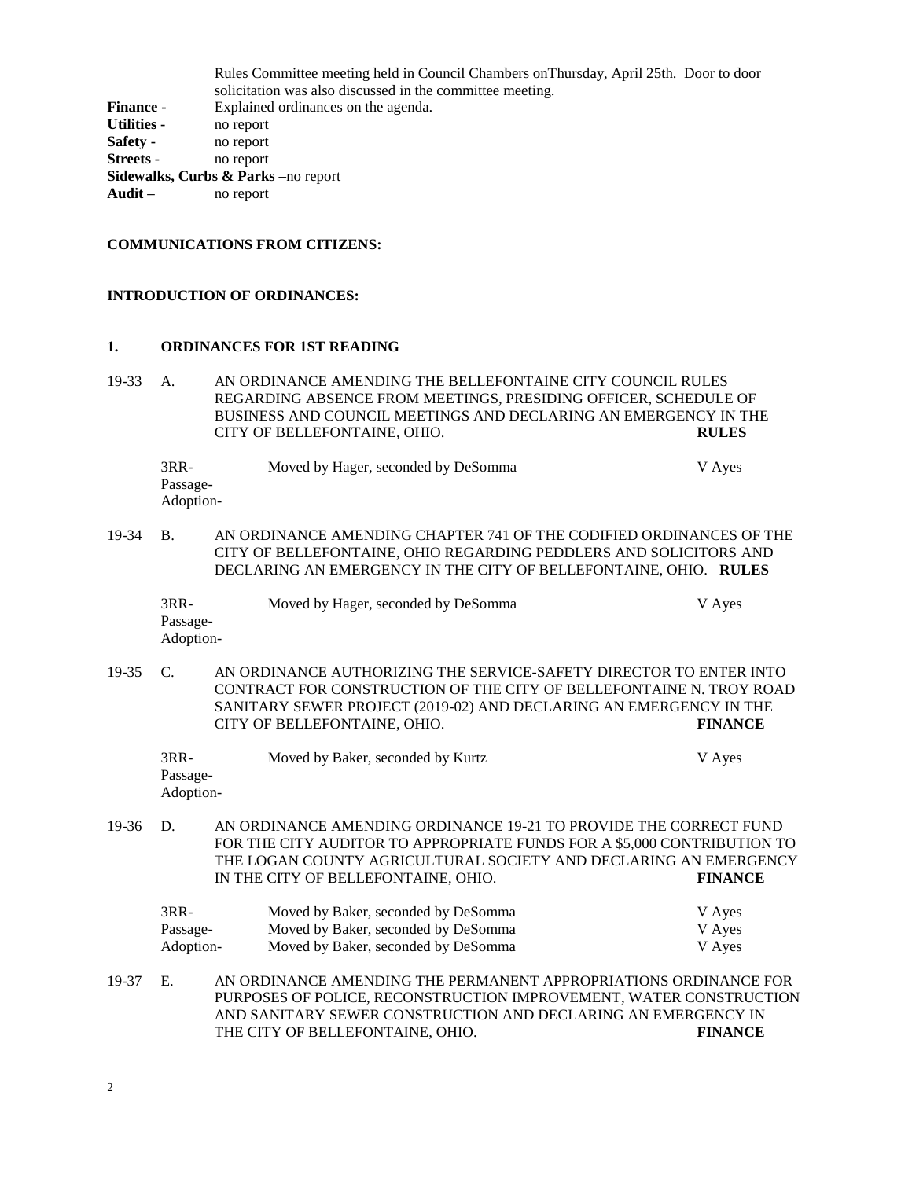Rules Committee meeting held in Council Chambers onThursday, April 25th. Door to door solicitation was also discussed in the committee meeting.

**Finance -** Explained ordinances on the agenda.
**Utilities -** no report
**Safety -** no report
**Streets -** no report
**Sidewalks, Curbs & Parks** –no report
**Audit –** no report

**COMMUNICATIONS FROM CITIZENS:**

**INTRODUCTION OF ORDINANCES:**

**1. ORDINANCES FOR 1ST READING**

19-33 A. AN ORDINANCE AMENDING THE BELLEFONTAINE CITY COUNCIL RULES REGARDING ABSENCE FROM MEETINGS, PRESIDING OFFICER, SCHEDULE OF BUSINESS AND COUNCIL MEETINGS AND DECLARING AN EMERGENCY IN THE CITY OF BELLEFONTAINE, OHIO. **RULES**

| | | |
|---|---|---|
| 3RR- | Moved by Hager, seconded by DeSomma | V Ayes |
| Passage- | | |
| Adoption- | | |

19-34 B. AN ORDINANCE AMENDING CHAPTER 741 OF THE CODIFIED ORDINANCES OF THE CITY OF BELLEFONTAINE, OHIO REGARDING PEDDLERS AND SOLICITORS AND DECLARING AN EMERGENCY IN THE CITY OF BELLEFONTAINE, OHIO. **RULES**

| | | |
|---|---|---|
| 3RR- | Moved by Hager, seconded by DeSomma | V Ayes |
| Passage- | | |
| Adoption- | | |

19-35 C. AN ORDINANCE AUTHORIZING THE SERVICE-SAFETY DIRECTOR TO ENTER INTO CONTRACT FOR CONSTRUCTION OF THE CITY OF BELLEFONTAINE N. TROY ROAD SANITARY SEWER PROJECT (2019-02) AND DECLARING AN EMERGENCY IN THE CITY OF BELLEFONTAINE, OHIO. **FINANCE**

| | | |
|---|---|---|
| 3RR- | Moved by Baker, seconded by Kurtz | V Ayes |
| Passage- | | |
| Adoption- | | |

19-36 D. AN ORDINANCE AMENDING ORDINANCE 19-21 TO PROVIDE THE CORRECT FUND FOR THE CITY AUDITOR TO APPROPRIATE FUNDS FOR A $5,000 CONTRIBUTION TO THE LOGAN COUNTY AGRICULTURAL SOCIETY AND DECLARING AN EMERGENCY IN THE CITY OF BELLEFONTAINE, OHIO. **FINANCE**

| | | |
|---|---|---|
| 3RR- | Moved by Baker, seconded by DeSomma | V Ayes |
| Passage- | Moved by Baker, seconded by DeSomma | V Ayes |
| Adoption- | Moved by Baker, seconded by DeSomma | V Ayes |

19-37 E. AN ORDINANCE AMENDING THE PERMANENT APPROPRIATIONS ORDINANCE FOR PURPOSES OF POLICE, RECONSTRUCTION IMPROVEMENT, WATER CONSTRUCTION AND SANITARY SEWER CONSTRUCTION AND DECLARING AN EMERGENCY IN THE CITY OF BELLEFONTAINE, OHIO. **FINANCE**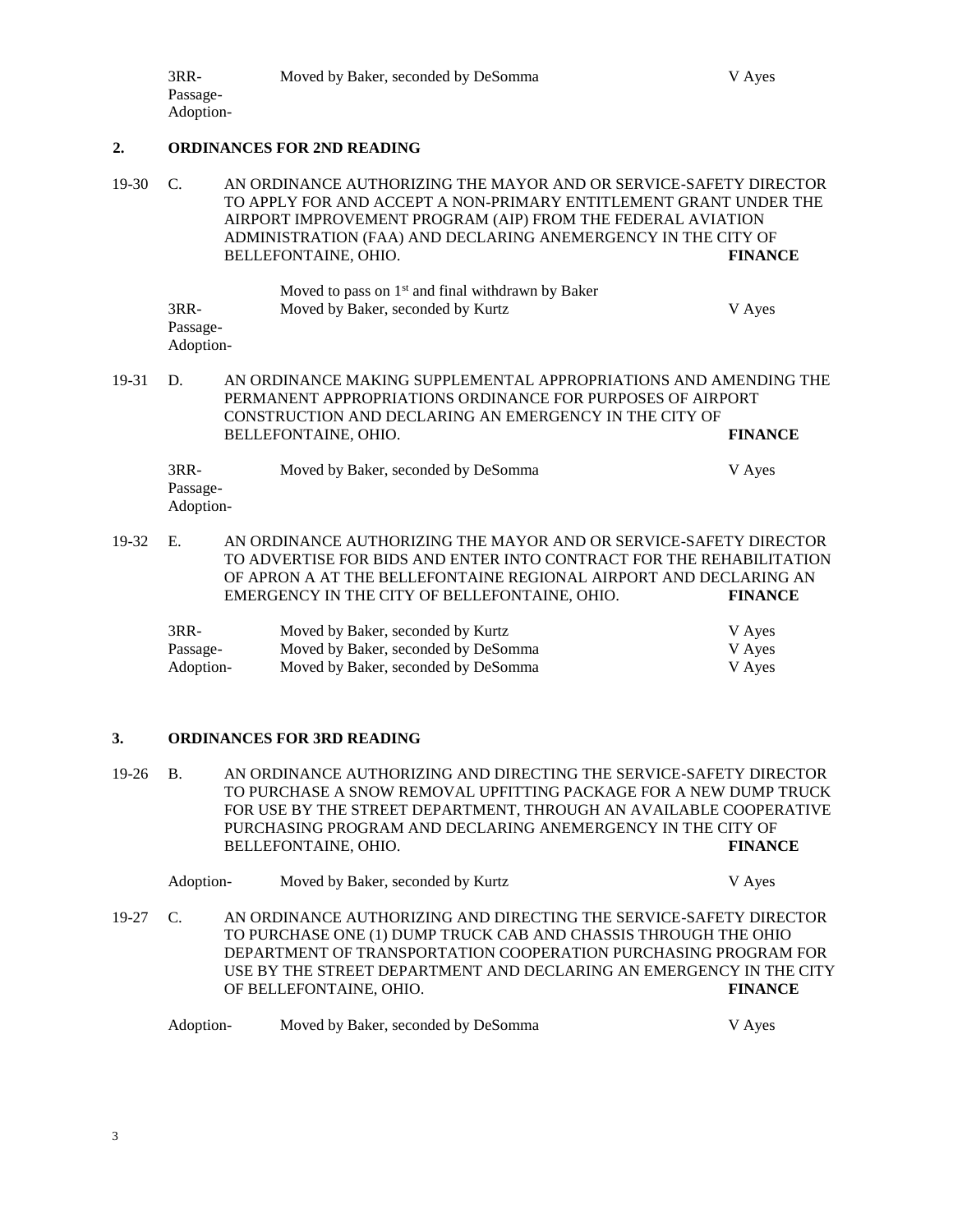| | | |
|---|---|---|
| 3RR- | Moved by Baker, seconded by DeSomma | V Ayes |
| Passage- | | |
| Adoption- | | |

## 2. ORDINANCES FOR 2ND READING

19-30 C. AN ORDINANCE AUTHORIZING THE MAYOR AND OR SERVICE-SAFETY DIRECTOR TO APPLY FOR AND ACCEPT A NON-PRIMARY ENTITLEMENT GRANT UNDER THE AIRPORT IMPROVEMENT PROGRAM (AIP) FROM THE FEDERAL AVIATION ADMINISTRATION (FAA) AND DECLARING ANEMERGENCY IN THE CITY OF BELLEFONTAINE, OHIO. **FINANCE**

| | | |
|---|---|---|
| | Moved to pass on 1st and final withdrawn by Baker | |
| 3RR- | Moved by Baker, seconded by Kurtz | V Ayes |
| Passage- | | |
| Adoption- | | |

19-31 D. AN ORDINANCE MAKING SUPPLEMENTAL APPROPRIATIONS AND AMENDING THE PERMANENT APPROPRIATIONS ORDINANCE FOR PURPOSES OF AIRPORT CONSTRUCTION AND DECLARING AN EMERGENCY IN THE CITY OF BELLEFONTAINE, OHIO. **FINANCE**

| | | |
|---|---|---|
| 3RR- | Moved by Baker, seconded by DeSomma | V Ayes |
| Passage- | | |
| Adoption- | | |

19-32 E. AN ORDINANCE AUTHORIZING THE MAYOR AND OR SERVICE-SAFETY DIRECTOR TO ADVERTISE FOR BIDS AND ENTER INTO CONTRACT FOR THE REHABILITATION OF APRON A AT THE BELLEFONTAINE REGIONAL AIRPORT AND DECLARING AN EMERGENCY IN THE CITY OF BELLEFONTAINE, OHIO. **FINANCE**

| | | |
|---|---|---|
| 3RR- | Moved by Baker, seconded by Kurtz | V Ayes |
| Passage- | Moved by Baker, seconded by DeSomma | V Ayes |
| Adoption- | Moved by Baker, seconded by DeSomma | V Ayes |

## 3. ORDINANCES FOR 3RD READING

19-26 B. AN ORDINANCE AUTHORIZING AND DIRECTING THE SERVICE-SAFETY DIRECTOR TO PURCHASE A SNOW REMOVAL UPFITTING PACKAGE FOR A NEW DUMP TRUCK FOR USE BY THE STREET DEPARTMENT, THROUGH AN AVAILABLE COOPERATIVE PURCHASING PROGRAM AND DECLARING ANEMERGENCY IN THE CITY OF BELLEFONTAINE, OHIO. **FINANCE**

| | | |
|---|---|---|
| Adoption- | Moved by Baker, seconded by Kurtz | V Ayes |

19-27 C. AN ORDINANCE AUTHORIZING AND DIRECTING THE SERVICE-SAFETY DIRECTOR TO PURCHASE ONE (1) DUMP TRUCK CAB AND CHASSIS THROUGH THE OHIO DEPARTMENT OF TRANSPORTATION COOPERATION PURCHASING PROGRAM FOR USE BY THE STREET DEPARTMENT AND DECLARING AN EMERGENCY IN THE CITY OF BELLEFONTAINE, OHIO. **FINANCE**

| | | |
|---|---|---|
| Adoption- | Moved by Baker, seconded by DeSomma | V Ayes |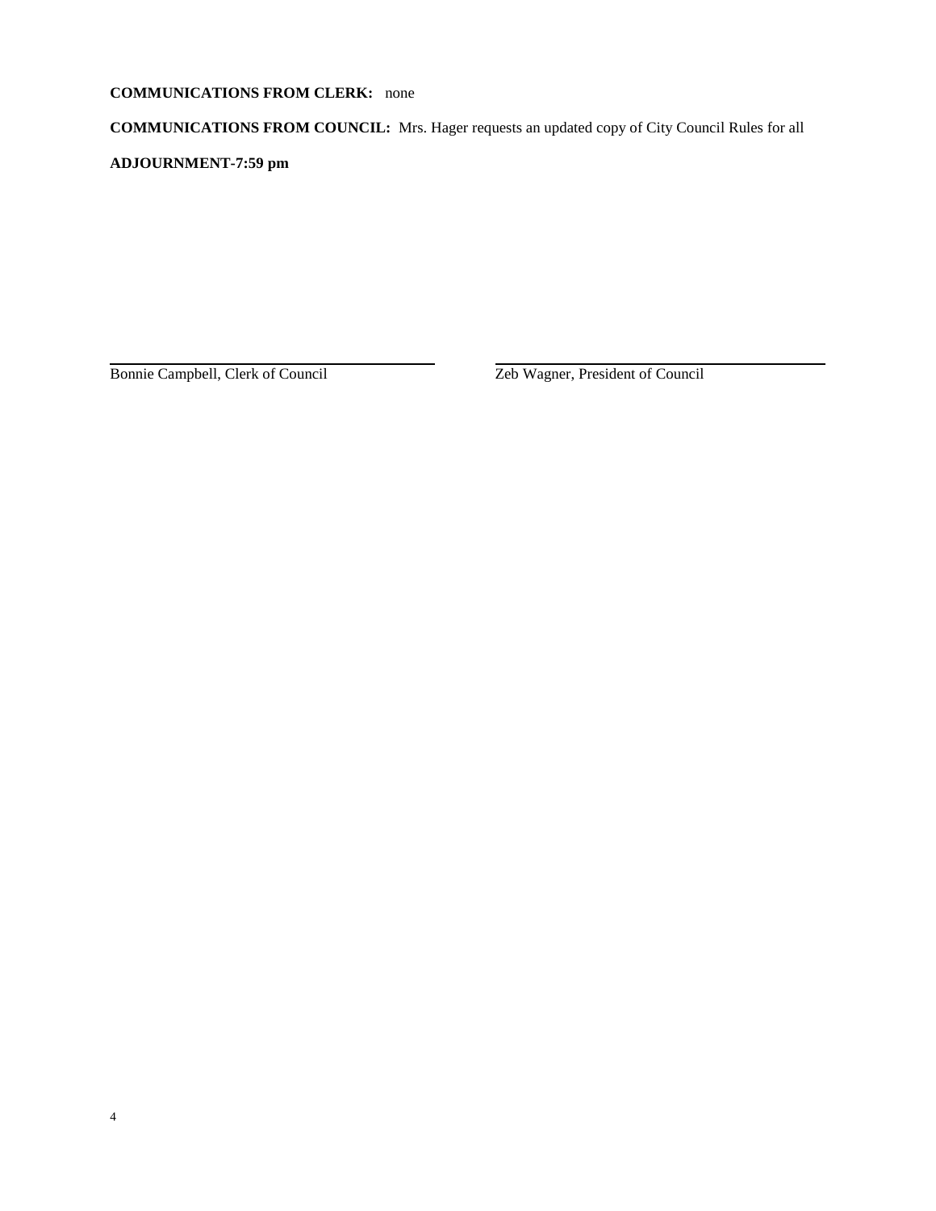**COMMUNICATIONS FROM CLERK:** none

**COMMUNICATIONS FROM COUNCIL:** Mrs. Hager requests an updated copy of City Council Rules for all

**ADJOURNMENT-7:59 pm**

Bonnie Campbell, Clerk of Council

Zeb Wagner, President of Council